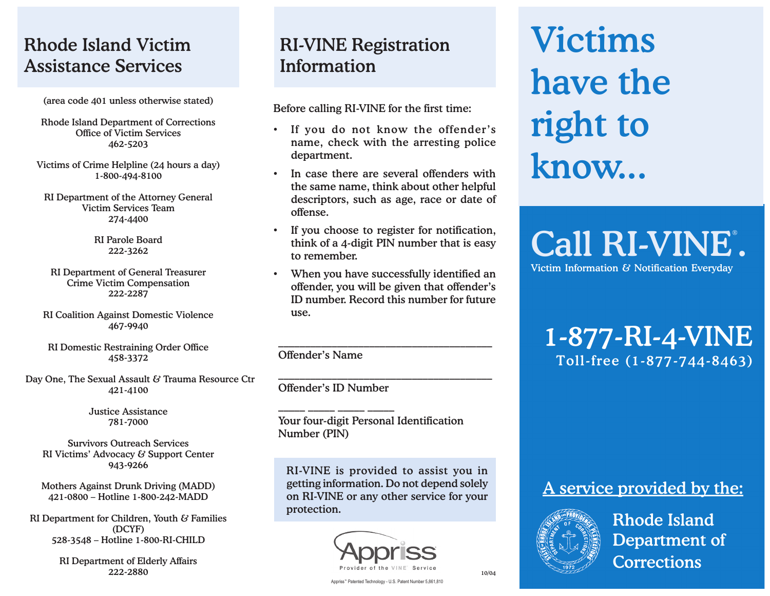## Rhode Island Victim Assistance Services

(area code 401 unless otherwise stated)

Rhode Island Department of Corrections
Office of Victim Services
462-5203

Victims of Crime Helpline (24 hours a day)
1-800-494-8100

RI Department of the Attorney General
Victim Services Team
274-4400

RI Parole Board
222-3262

RI Department of General Treasurer
Crime Victim Compensation
222-2287

RI Coalition Against Domestic Violence
467-9940

RI Domestic Restraining Order Office
458-3372

Day One, The Sexual Assault & Trauma Resource Ctr
421-4100

Justice Assistance
781-7000

Survivors Outreach Services
RI Victims' Advocacy & Support Center
943-9266

Mothers Against Drunk Driving (MADD)
421-0800 – Hotline 1-800-242-MADD

RI Department for Children, Youth & Families (DCYF)
528-3548 – Hotline 1-800-RI-CHILD

RI Department of Elderly Affairs
222-2880

## RI-VINE Registration Information

Before calling RI-VINE for the first time:

- If you do not know the offender's name, check with the arresting police department.
- In case there are several offenders with the same name, think about other helpful descriptors, such as age, race or date of offense.
- If you choose to register for notification, think of a 4-digit PIN number that is easy to remember.
- When you have successfully identified an offender, you will be given that offender's ID number. Record this number for future use.

\_\_\_\_\_\_\_\_\_\_\_\_\_\_\_\_\_\_\_\_\_\_\_\_\_\_\_\_\_\_\_\_\_\_\_\_
Offender's Name

\_\_\_\_\_\_\_\_\_\_\_\_\_\_\_\_\_\_\_\_\_\_\_\_\_\_\_\_\_\_\_\_\_\_\_\_
Offender's ID Number

\_\_\_\_ \_\_\_\_ \_\_\_\_ \_\_\_\_
Your four-digit Personal Identification Number (PIN)

RI-VINE is provided to assist you in getting information. Do not depend solely on RI-VINE or any other service for your protection.

Appriss — Provider of the VINE® Service

Appriss™ Patented Technology - U.S. Patent Number 5,861,810

10/04

# Victims have the right to know...

## Call RI-VINE®.

Victim Information & Notification Everyday

**1-877-RI-4-VINE**
Toll-free (1-877-744-8463)

A service provided by the:

Rhode Island Department of Corrections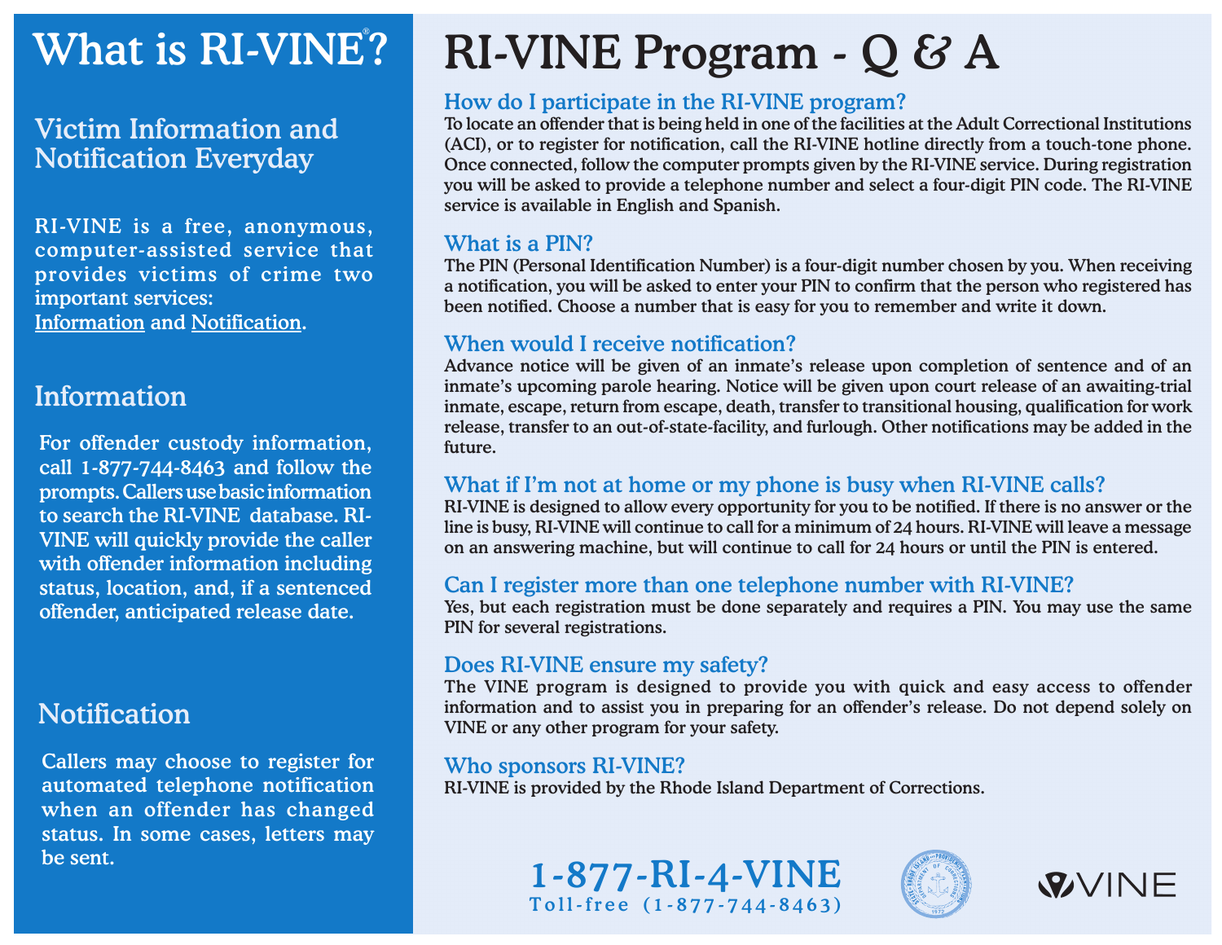# What is RI-VINE®?

## Victim Information and Notification Everyday

RI-VINE is a free, anonymous, computer-assisted service that provides victims of crime two important services: Information and Notification.

## Information

For offender custody information, call 1-877-744-8463 and follow the prompts. Callers use basic information to search the RI-VINE database. RI-VINE will quickly provide the caller with offender information including status, location, and, if a sentenced offender, anticipated release date.

## Notification

Callers may choose to register for automated telephone notification when an offender has changed status. In some cases, letters may be sent.

# RI-VINE Program - Q & A

### How do I participate in the RI-VINE program?

To locate an offender that is being held in one of the facilities at the Adult Correctional Institutions (ACI), or to register for notification, call the RI-VINE hotline directly from a touch-tone phone. Once connected, follow the computer prompts given by the RI-VINE service. During registration you will be asked to provide a telephone number and select a four-digit PIN code. The RI-VINE service is available in English and Spanish.

### What is a PIN?

The PIN (Personal Identification Number) is a four-digit number chosen by you. When receiving a notification, you will be asked to enter your PIN to confirm that the person who registered has been notified. Choose a number that is easy for you to remember and write it down.

### When would I receive notification?

Advance notice will be given of an inmate's release upon completion of sentence and of an inmate's upcoming parole hearing. Notice will be given upon court release of an awaiting-trial inmate, escape, return from escape, death, transfer to transitional housing, qualification for work release, transfer to an out-of-state-facility, and furlough. Other notifications may be added in the future.

### What if I'm not at home or my phone is busy when RI-VINE calls?

RI-VINE is designed to allow every opportunity for you to be notified. If there is no answer or the line is busy, RI-VINE will continue to call for a minimum of 24 hours. RI-VINE will leave a message on an answering machine, but will continue to call for 24 hours or until the PIN is entered.

### Can I register more than one telephone number with RI-VINE?

Yes, but each registration must be done separately and requires a PIN. You may use the same PIN for several registrations.

### Does RI-VINE ensure my safety?

The VINE program is designed to provide you with quick and easy access to offender information and to assist you in preparing for an offender's release. Do not depend solely on VINE or any other program for your safety.

### Who sponsors RI-VINE?

RI-VINE is provided by the Rhode Island Department of Corrections.

**1-877-RI-4-VINE**

Toll-free (1-877-744-8463)

VINE